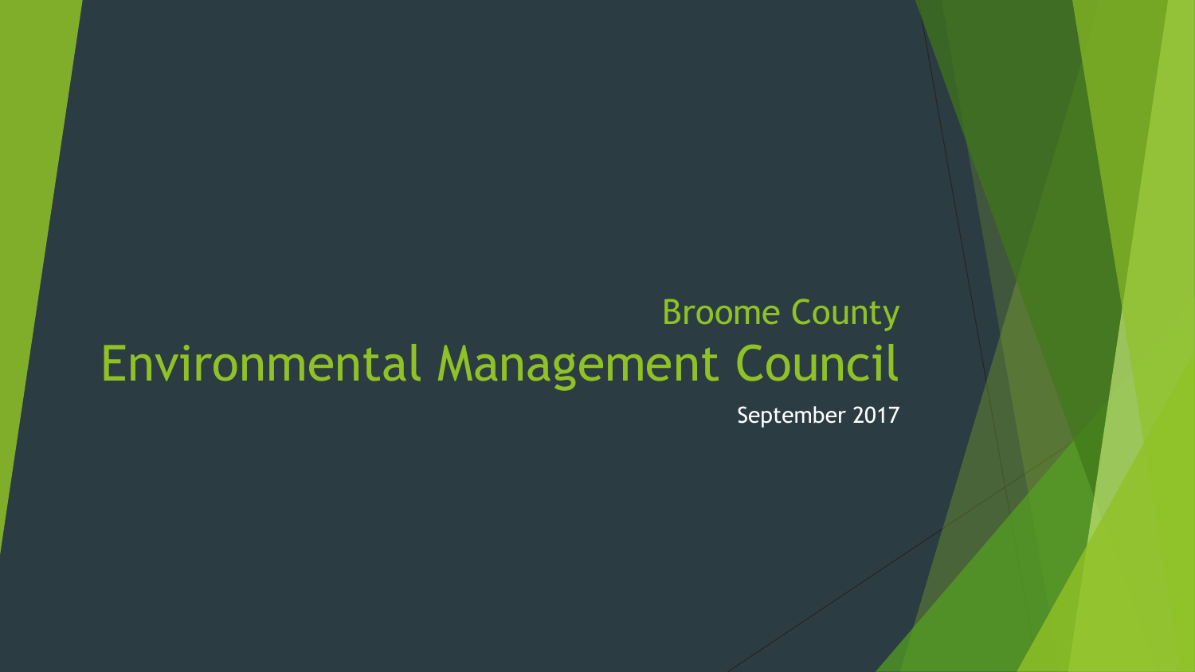Broome County

# Environmental Management Council

September 2017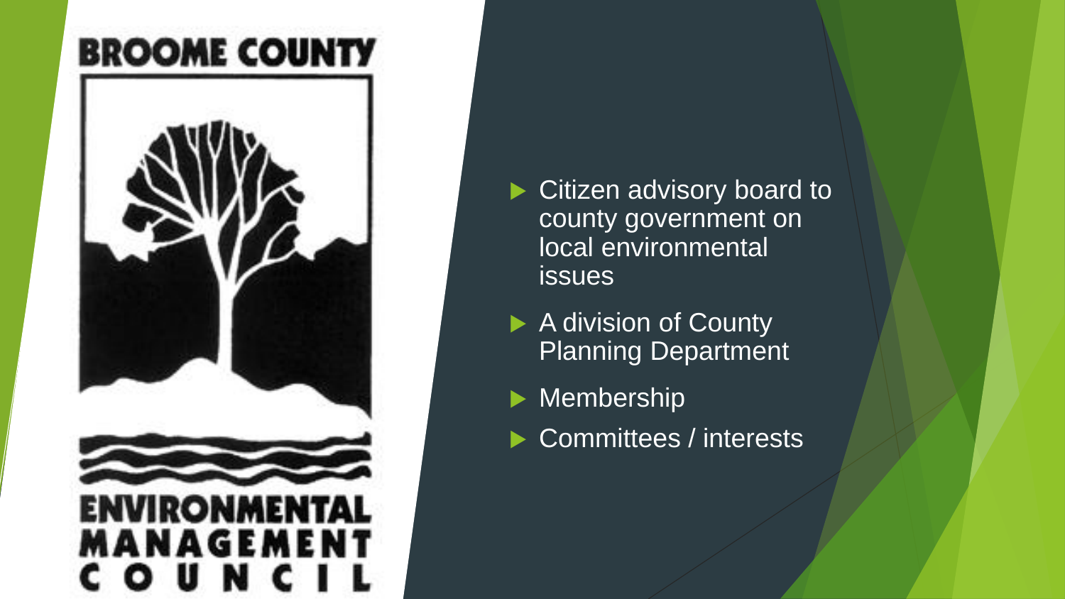BROOME COUNTY

ENVIRONMENTAL MANAGEMENT COUNCIL

- Citizen advisory board to county government on local environmental issues
- A division of County Planning Department
- Membership
- Committees / interests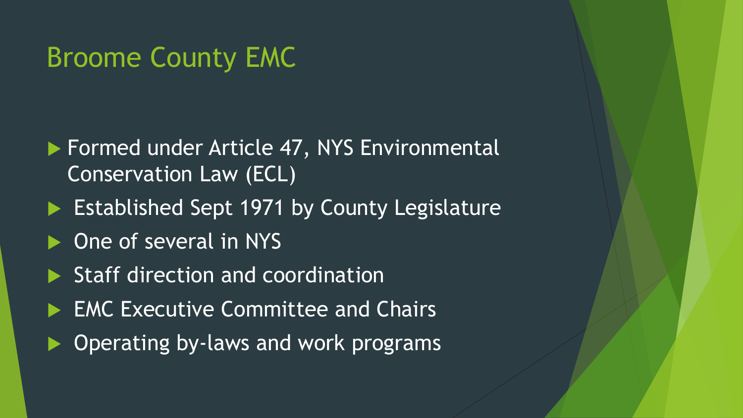# Broome County EMC

- Formed under Article 47, NYS Environmental Conservation Law (ECL)
- Established Sept 1971 by County Legislature
- One of several in NYS
- Staff direction and coordination
- EMC Executive Committee and Chairs
- Operating by-laws and work programs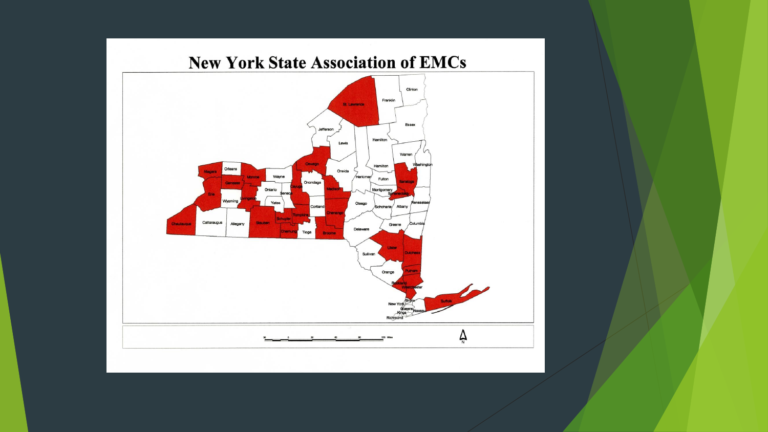# New York State Association of EMCs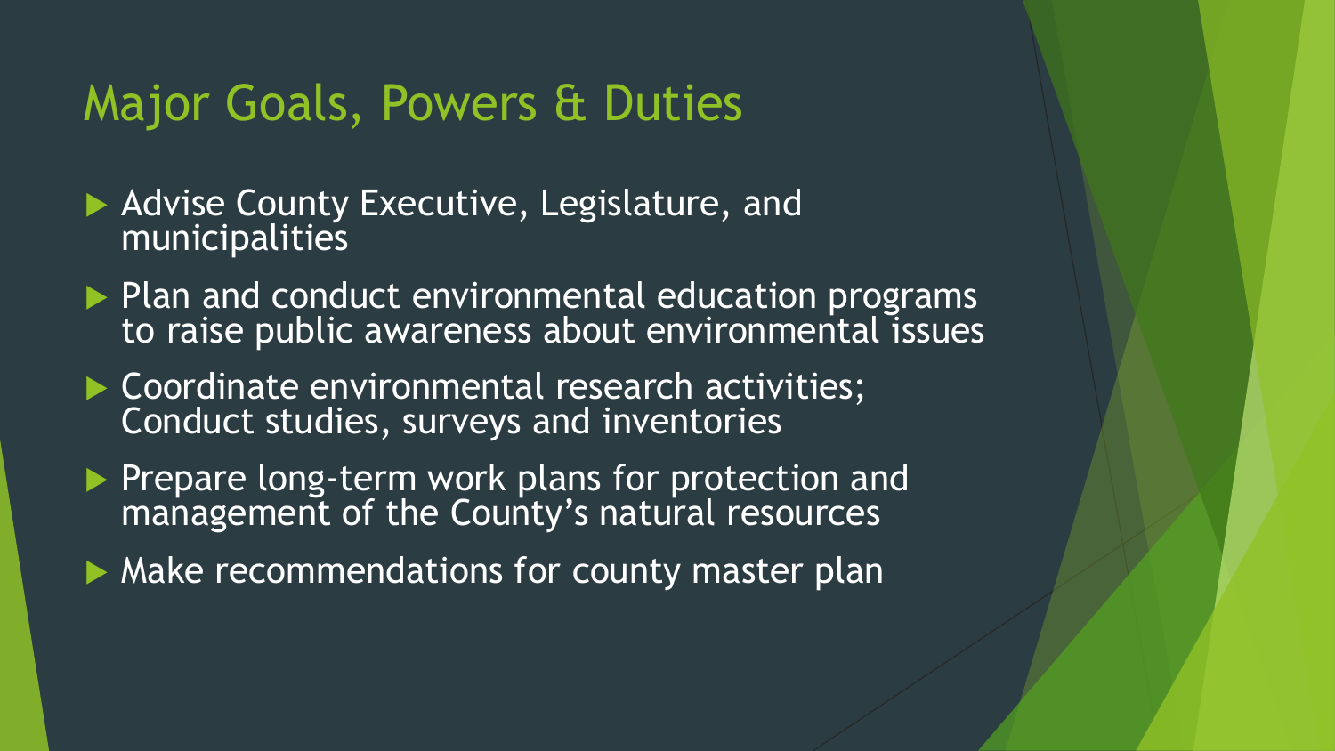# Major Goals, Powers & Duties

- Advise County Executive, Legislature, and municipalities
- Plan and conduct environmental education programs to raise public awareness about environmental issues
- Coordinate environmental research activities; Conduct studies, surveys and inventories
- Prepare long-term work plans for protection and management of the County's natural resources
- Make recommendations for county master plan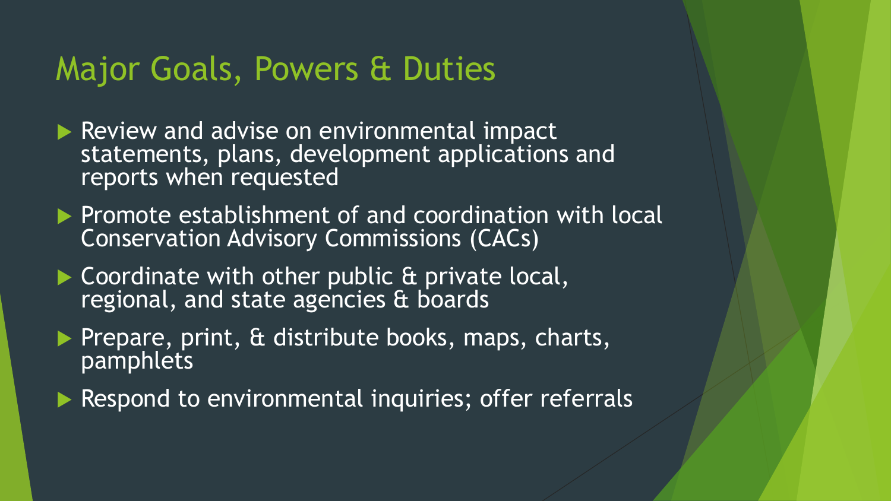# Major Goals, Powers & Duties

- Review and advise on environmental impact statements, plans, development applications and reports when requested
- Promote establishment of and coordination with local Conservation Advisory Commissions (CACs)
- Coordinate with other public & private local, regional, and state agencies & boards
- Prepare, print, & distribute books, maps, charts, pamphlets
- Respond to environmental inquiries; offer referrals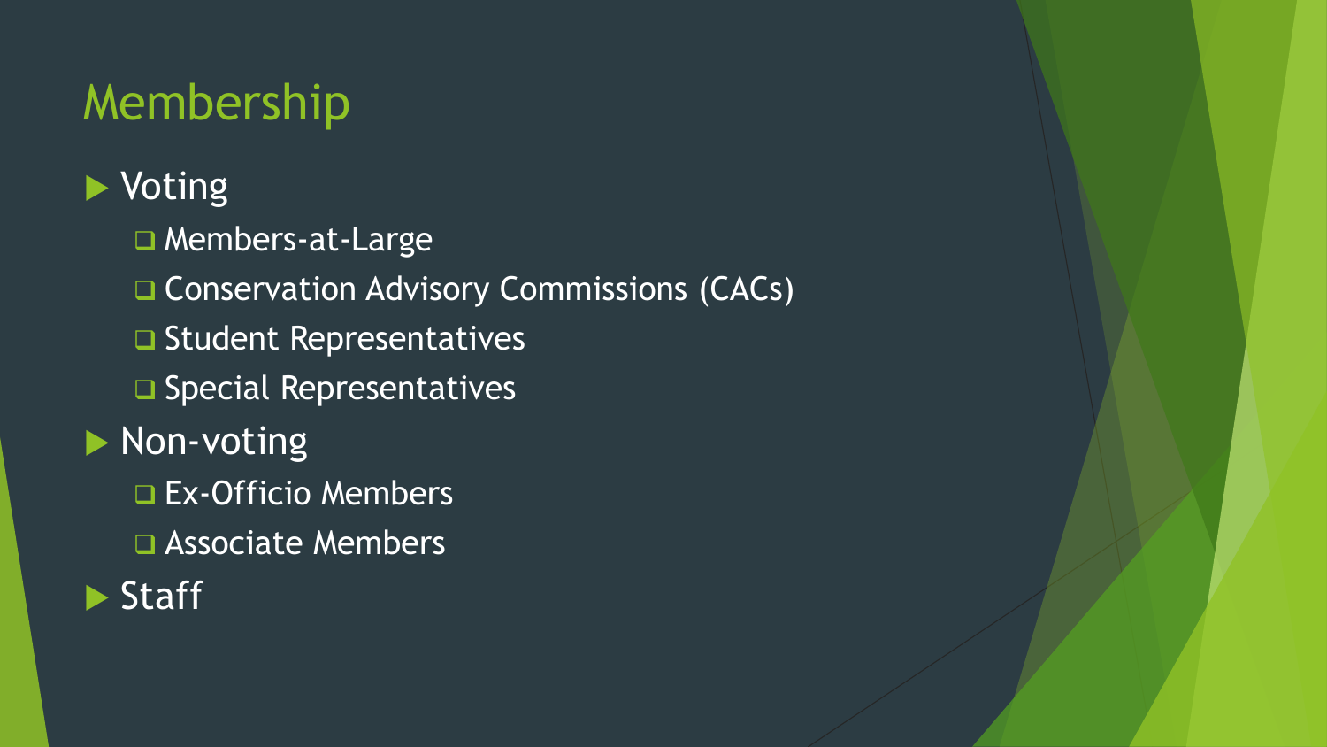# Membership

- Voting
  - Members-at-Large
  - Conservation Advisory Commissions (CACs)
  - Student Representatives
  - Special Representatives
- Non-voting
  - Ex-Officio Members
  - Associate Members
- Staff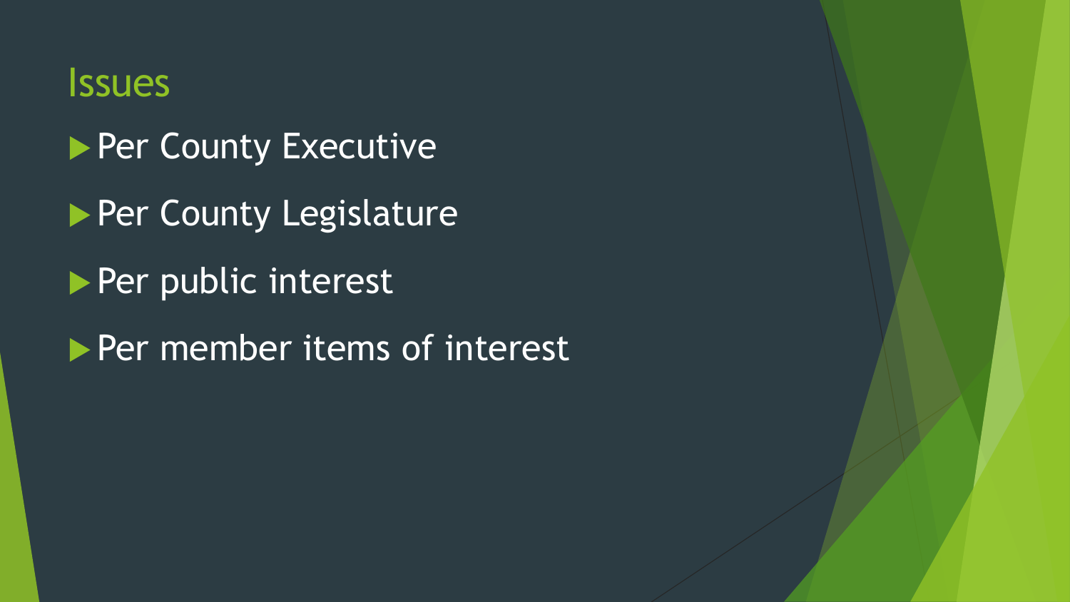## Issues

- Per County Executive
- Per County Legislature
- Per public interest
- Per member items of interest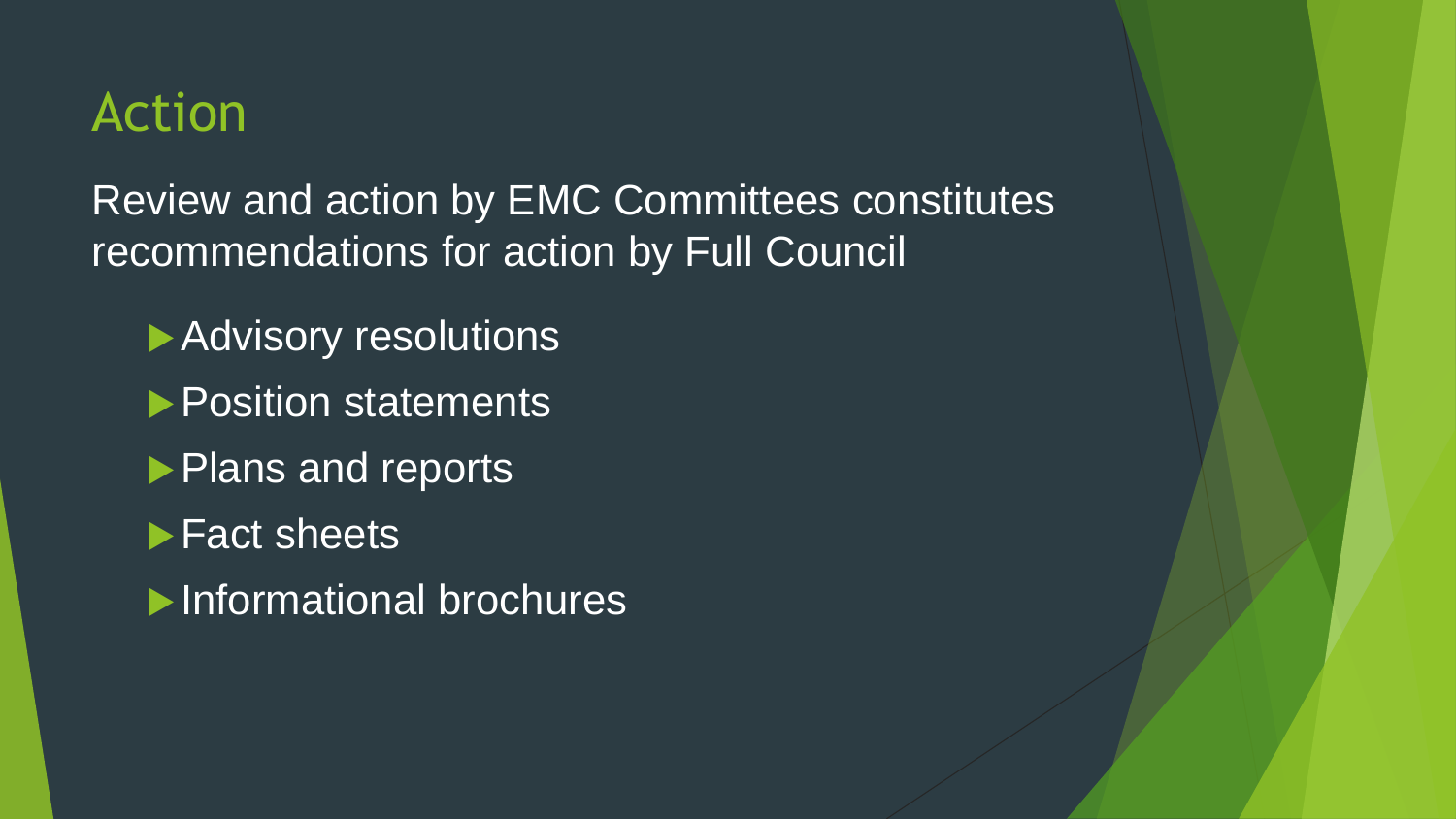# Action

Review and action by EMC Committees constitutes recommendations for action by Full Council

- Advisory resolutions
- Position statements
- Plans and reports
- Fact sheets
- Informational brochures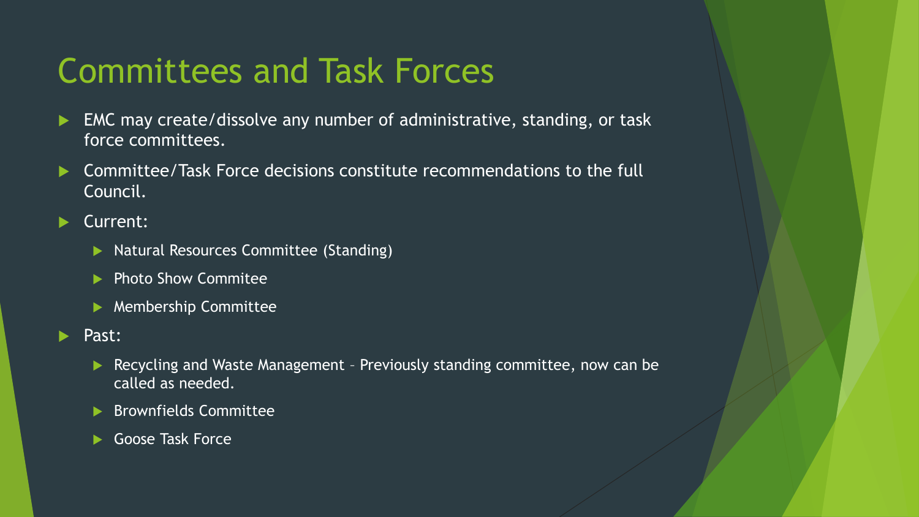# Committees and Task Forces

- EMC may create/dissolve any number of administrative, standing, or task force committees.
- Committee/Task Force decisions constitute recommendations to the full Council.
- Current:
  - Natural Resources Committee (Standing)
  - Photo Show Commitee
  - Membership Committee
- Past:
  - Recycling and Waste Management – Previously standing committee, now can be called as needed.
  - Brownfields Committee
  - Goose Task Force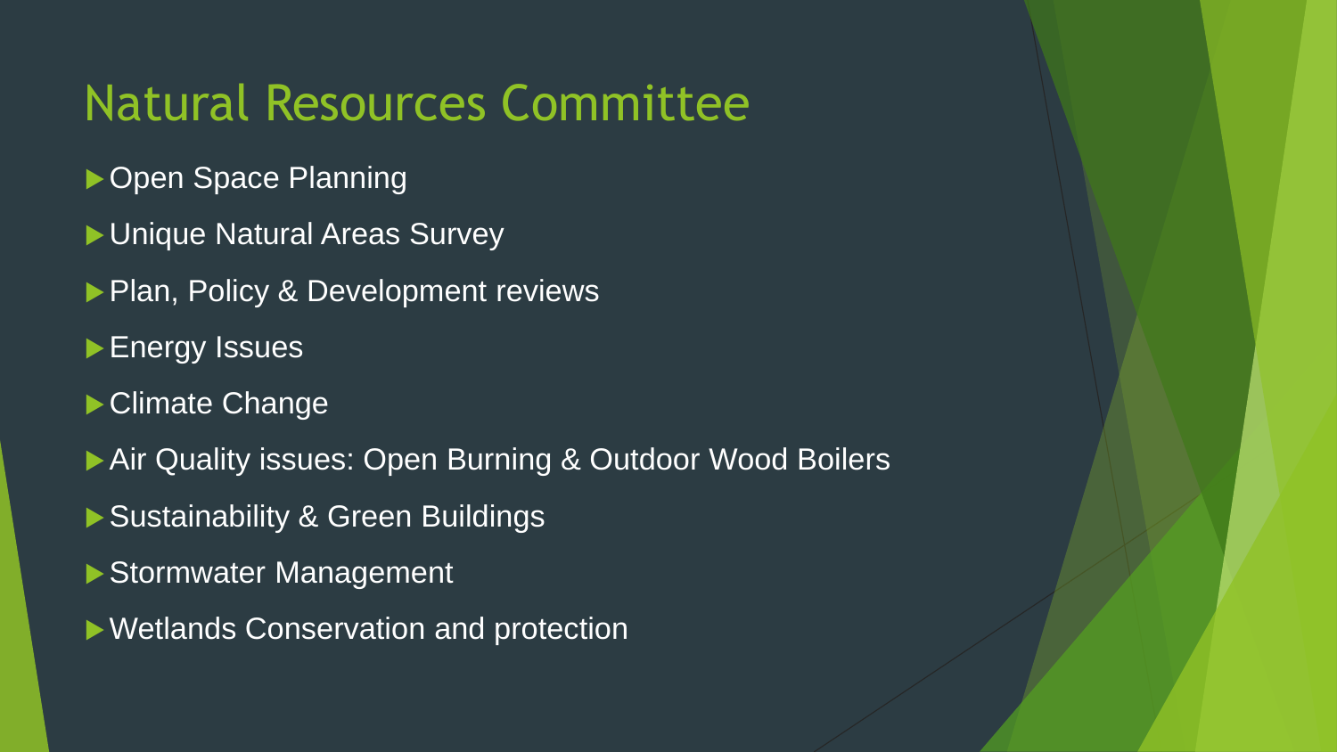# Natural Resources Committee

- Open Space Planning
- Unique Natural Areas Survey
- Plan, Policy & Development reviews
- Energy Issues
- Climate Change
- Air Quality issues: Open Burning & Outdoor Wood Boilers
- Sustainability & Green Buildings
- Stormwater Management
- Wetlands Conservation and protection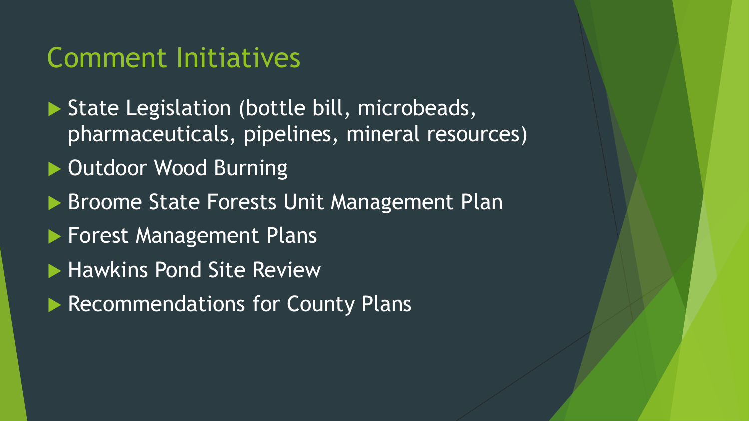# Comment Initiatives

- State Legislation (bottle bill, microbeads, pharmaceuticals, pipelines, mineral resources)
- Outdoor Wood Burning
- Broome State Forests Unit Management Plan
- Forest Management Plans
- Hawkins Pond Site Review
- Recommendations for County Plans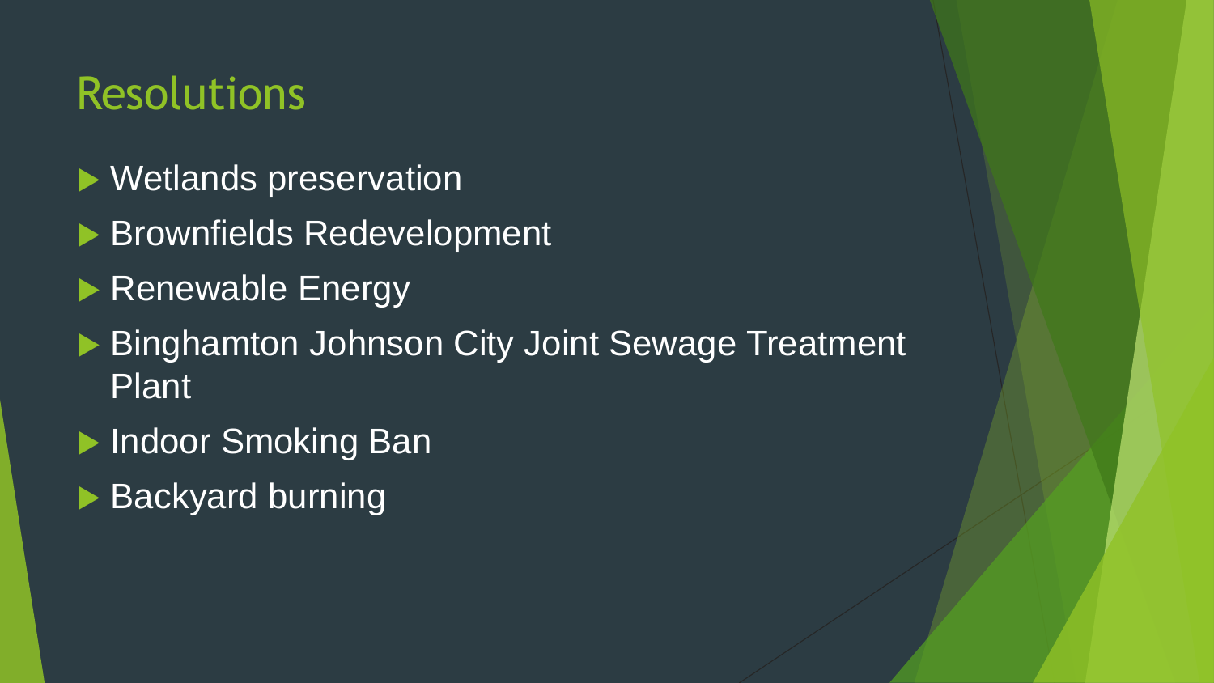## Resolutions

- Wetlands preservation
- Brownfields Redevelopment
- Renewable Energy
- Binghamton Johnson City Joint Sewage Treatment Plant
- Indoor Smoking Ban
- Backyard burning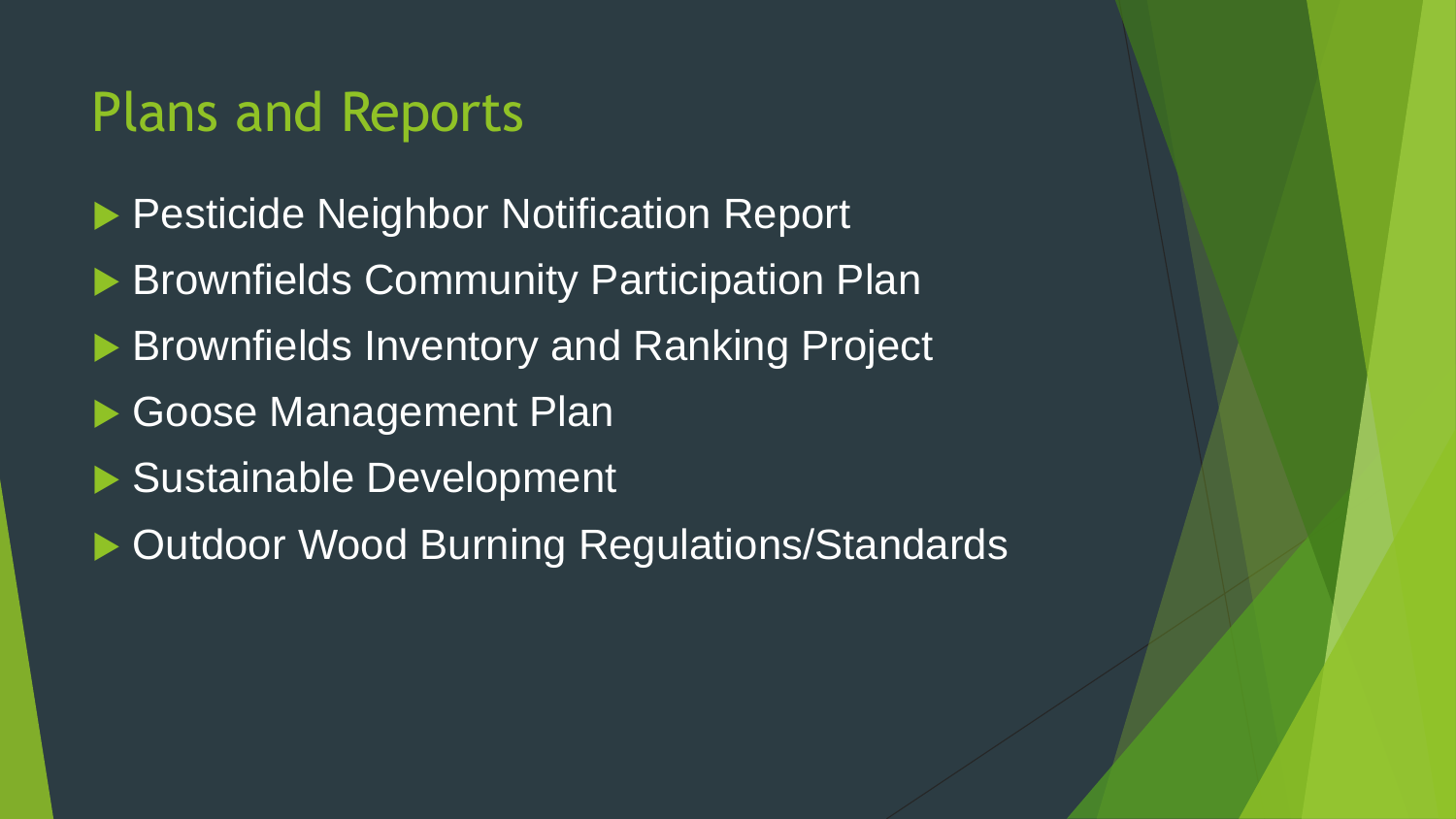# Plans and Reports

- Pesticide Neighbor Notification Report
- Brownfields Community Participation Plan
- Brownfields Inventory and Ranking Project
- Goose Management Plan
- Sustainable Development
- Outdoor Wood Burning Regulations/Standards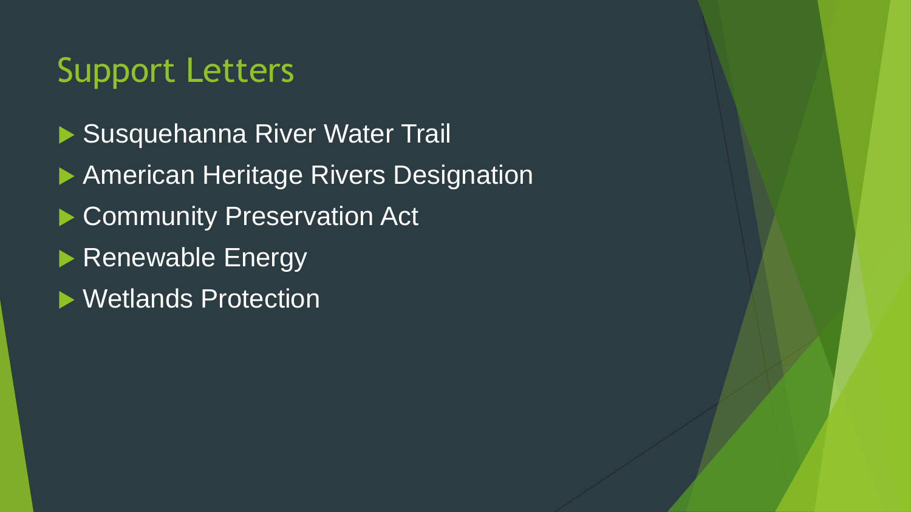# Support Letters

- Susquehanna River Water Trail
- American Heritage Rivers Designation
- Community Preservation Act
- Renewable Energy
- Wetlands Protection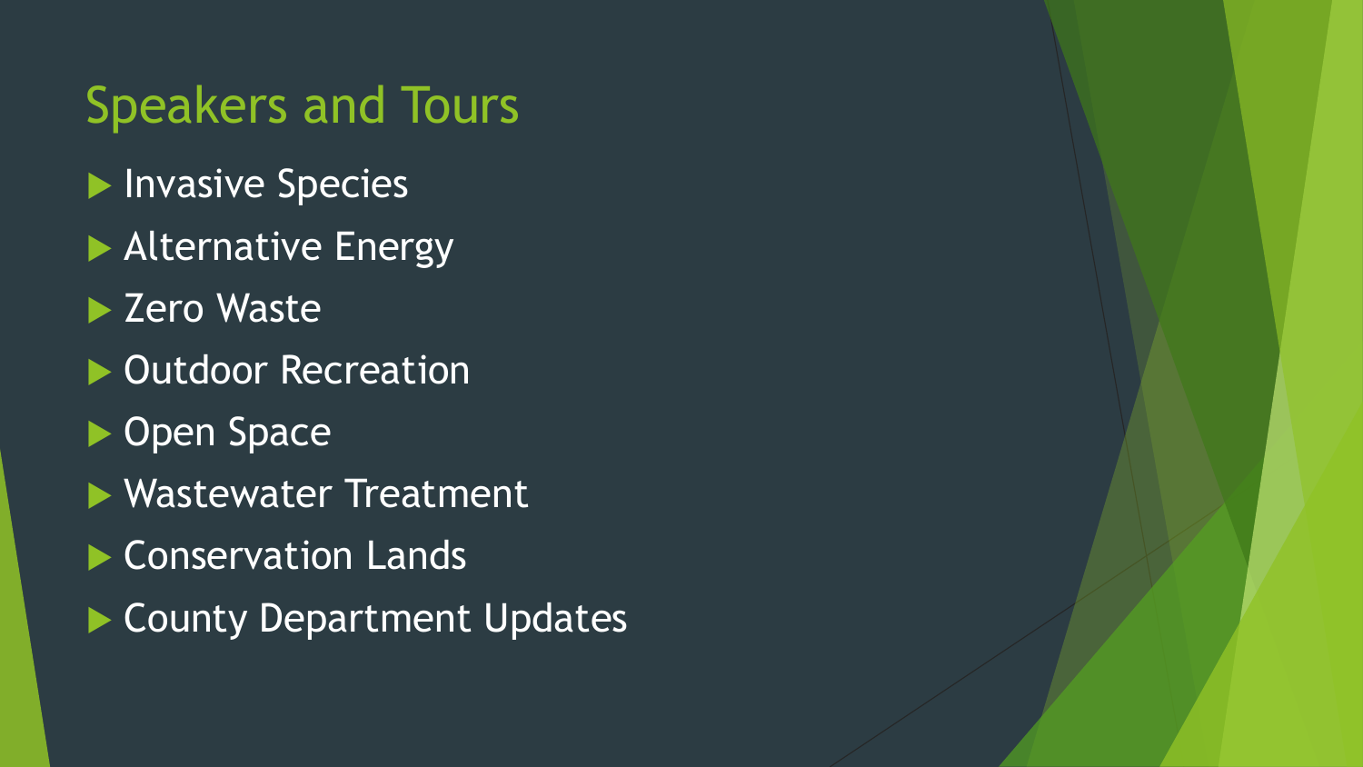## Speakers and Tours

- Invasive Species
- Alternative Energy
- Zero Waste
- Outdoor Recreation
- Open Space
- Wastewater Treatment
- Conservation Lands
- County Department Updates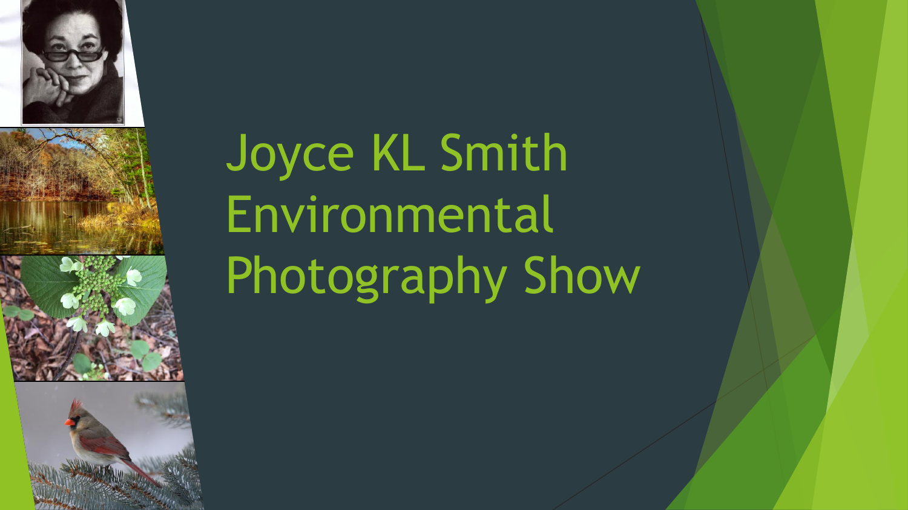# Joyce KL Smith Environmental Photography Show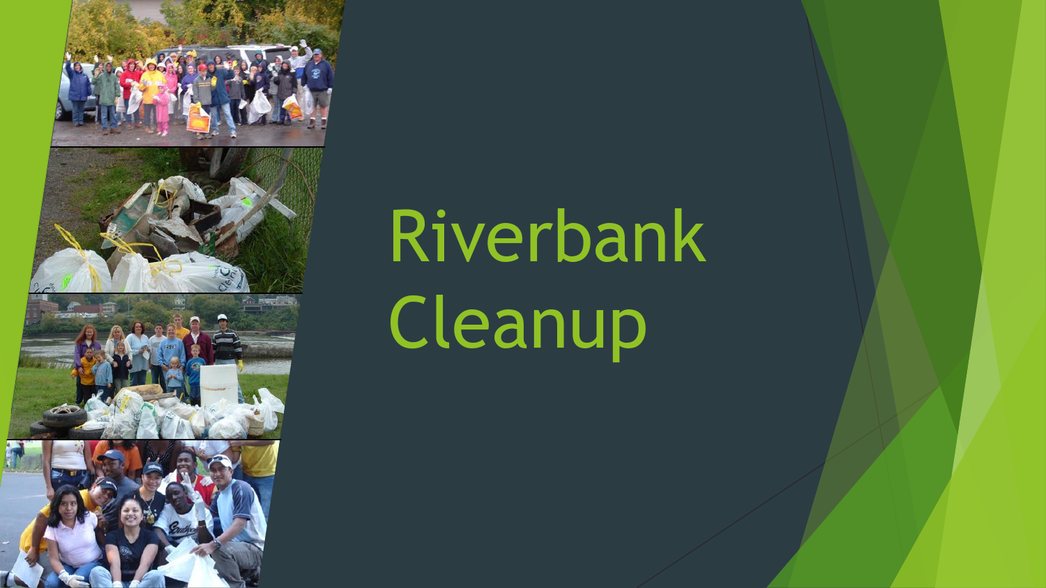# Riverbank Cleanup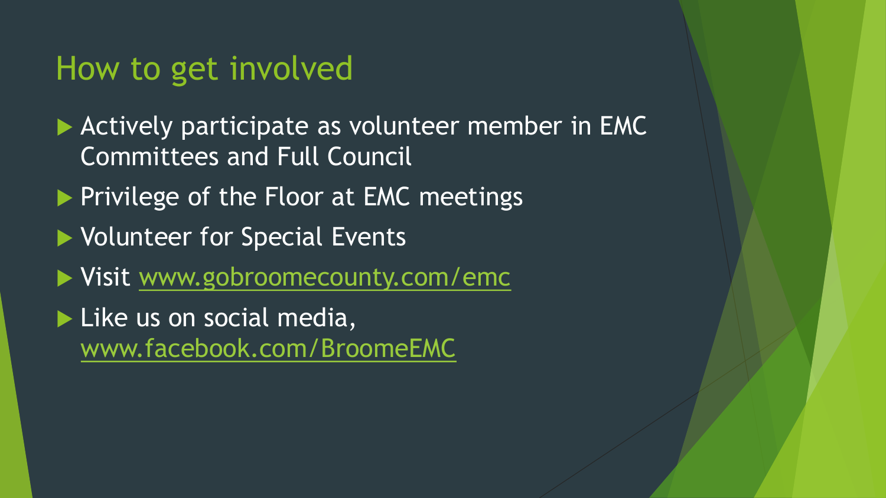# How to get involved

- Actively participate as volunteer member in EMC Committees and Full Council
- Privilege of the Floor at EMC meetings
- Volunteer for Special Events
- Visit [www.gobroomecounty.com/emc](www.gobroomecounty.com/emc)
- Like us on social media, [www.facebook.com/BroomeEMC](www.facebook.com/BroomeEMC)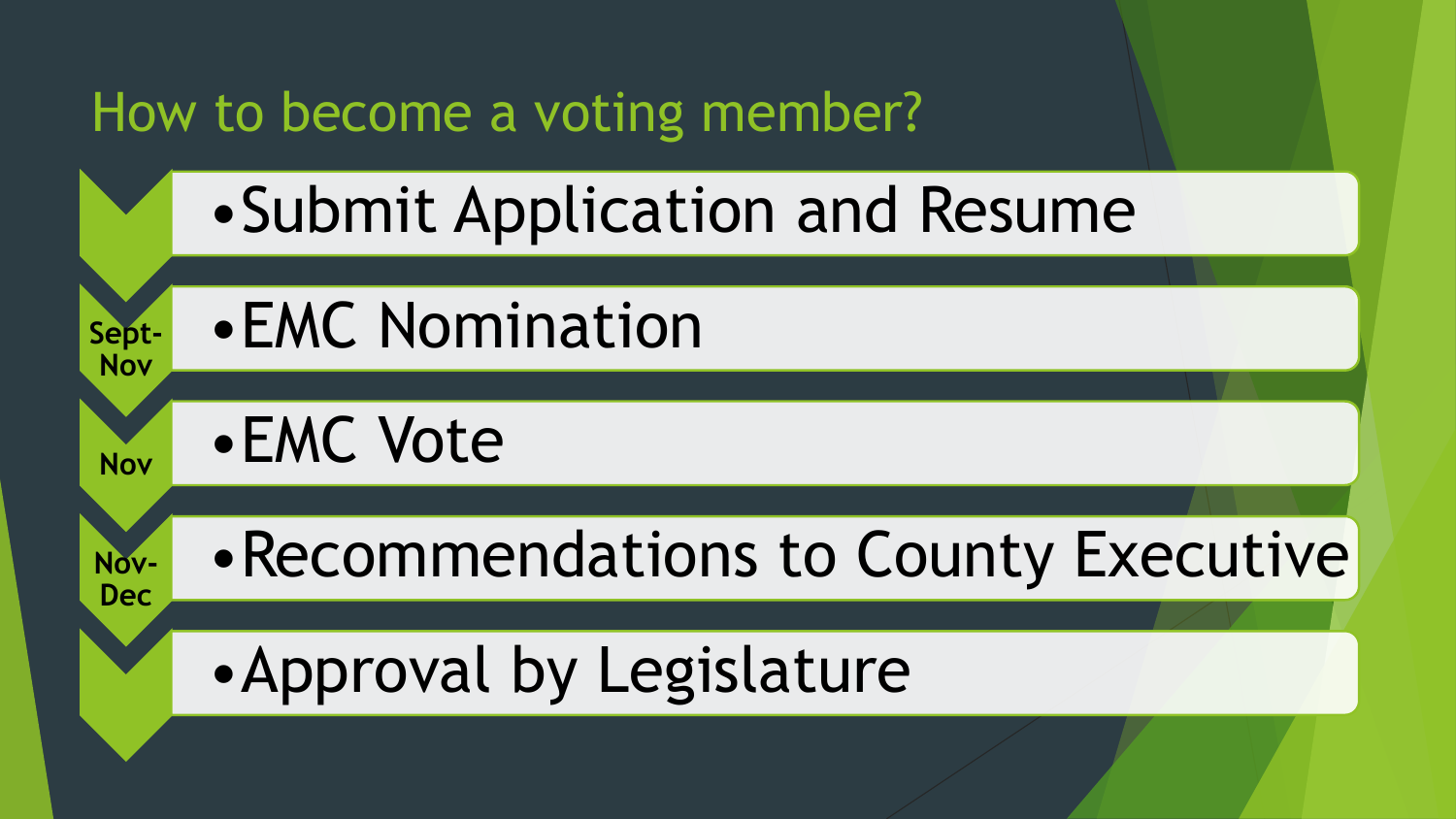# How to become a voting member?

- Submit Application and Resume

Sept-Nov

- EMC Nomination

Nov

- EMC Vote

Nov-Dec

- Recommendations to County Executive
- Approval by Legislature